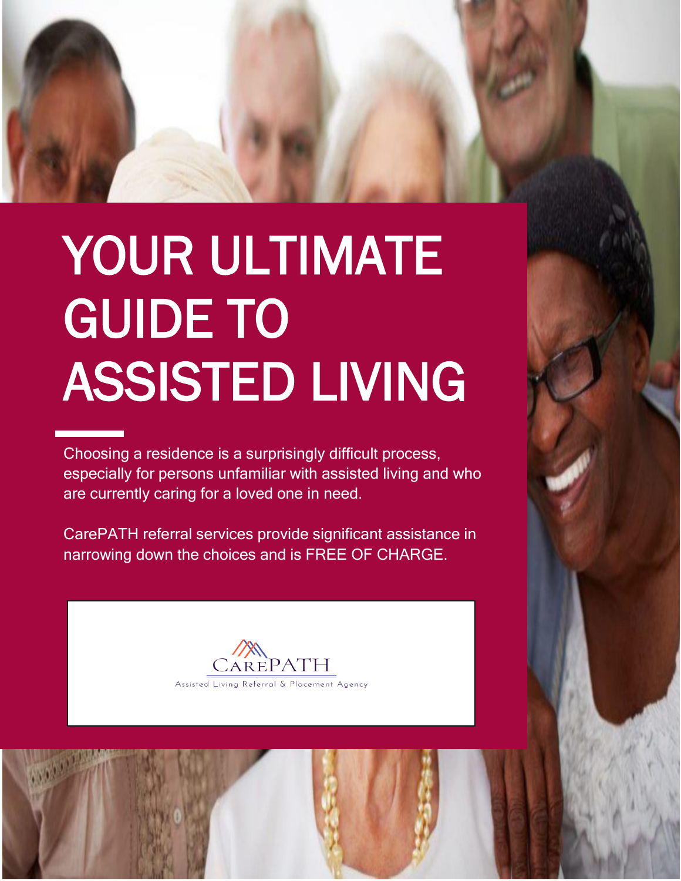# YOUR ULTIMATE GUIDE TO ASSISTED LIVING

Choosing a residence is a surprisingly difficult process, especially for persons unfamiliar with assisted living and who are currently caring for a loved one in need.

CarePATH referral services provide significant assistance in narrowing down the choices and is FREE OF CHARGE.

CAREPATH

Assisted Living Referral & Placement Agency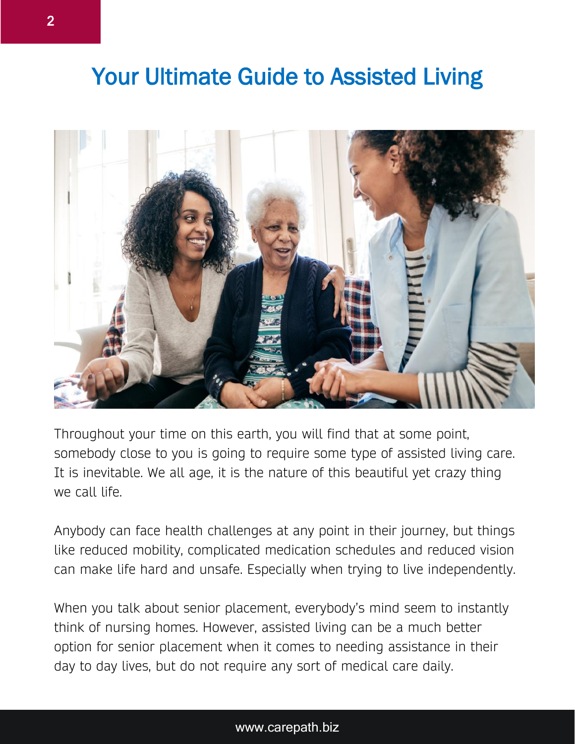# Your Ultimate Guide to Assisted Living

Throughout your time on this earth, you will find that at some point, somebody close to you is going to require some type of assisted living care. It is inevitable. We all age, it is the nature of this beautiful yet crazy thing we call life.

Anybody can face health challenges at any point in their journey, but things like reduced mobility, complicated medication schedules and reduced vision can make life hard and unsafe. Especially when trying to live independently.

When you talk about senior placement, everybody's mind seem to instantly think of nursing homes. However, assisted living can be a much better option for senior placement when it comes to needing assistance in their day to day lives, but do not require any sort of medical care daily.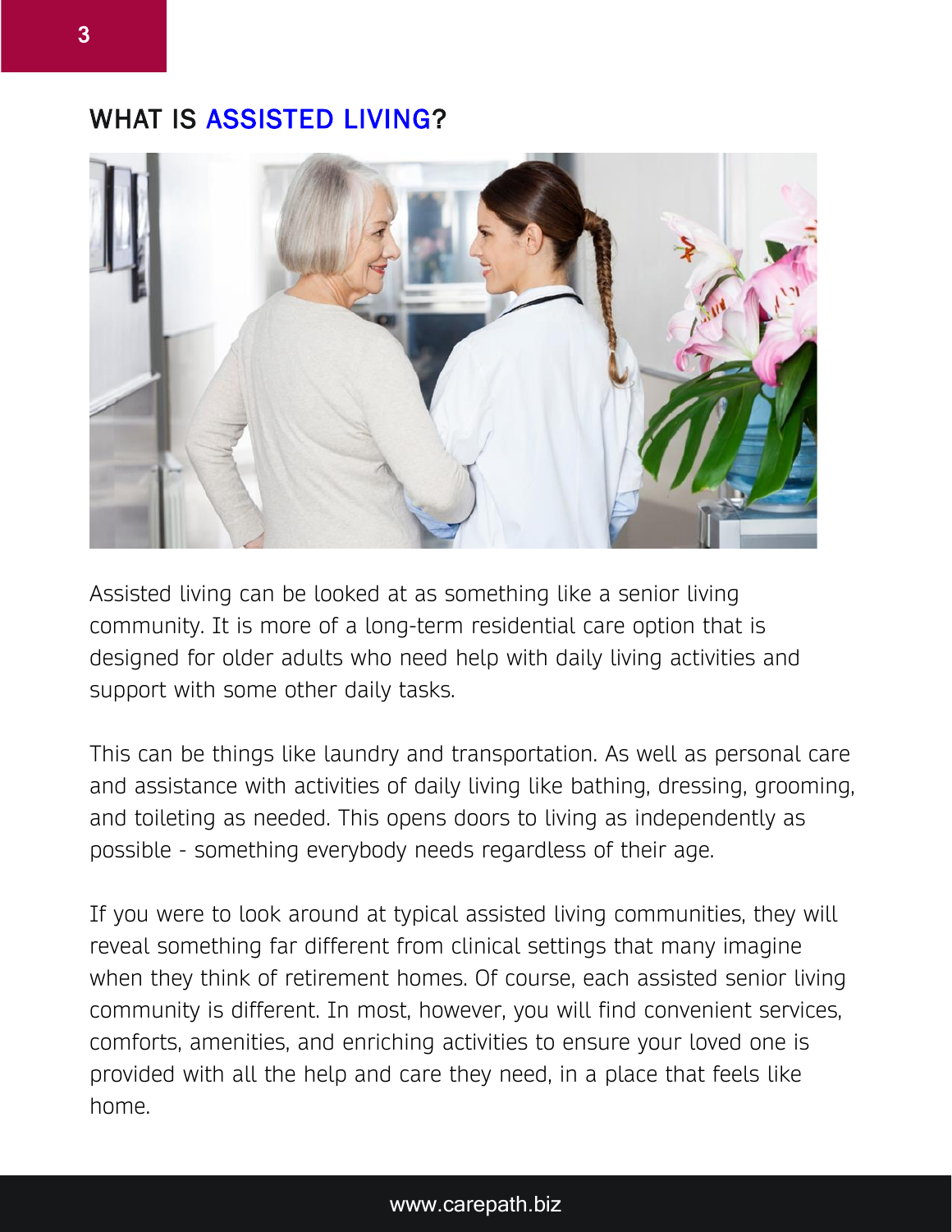## WHAT IS ASSISTED LIVING?

Assisted living can be looked at as something like a senior living community. It is more of a long-term residential care option that is designed for older adults who need help with daily living activities and support with some other daily tasks.

This can be things like laundry and transportation. As well as personal care and assistance with activities of daily living like bathing, dressing, grooming, and toileting as needed. This opens doors to living as independently as possible - something everybody needs regardless of their age.

If you were to look around at typical assisted living communities, they will reveal something far different from clinical settings that many imagine when they think of retirement homes. Of course, each assisted senior living community is different. In most, however, you will find convenient services, comforts, amenities, and enriching activities to ensure your loved one is provided with all the help and care they need, in a place that feels like home.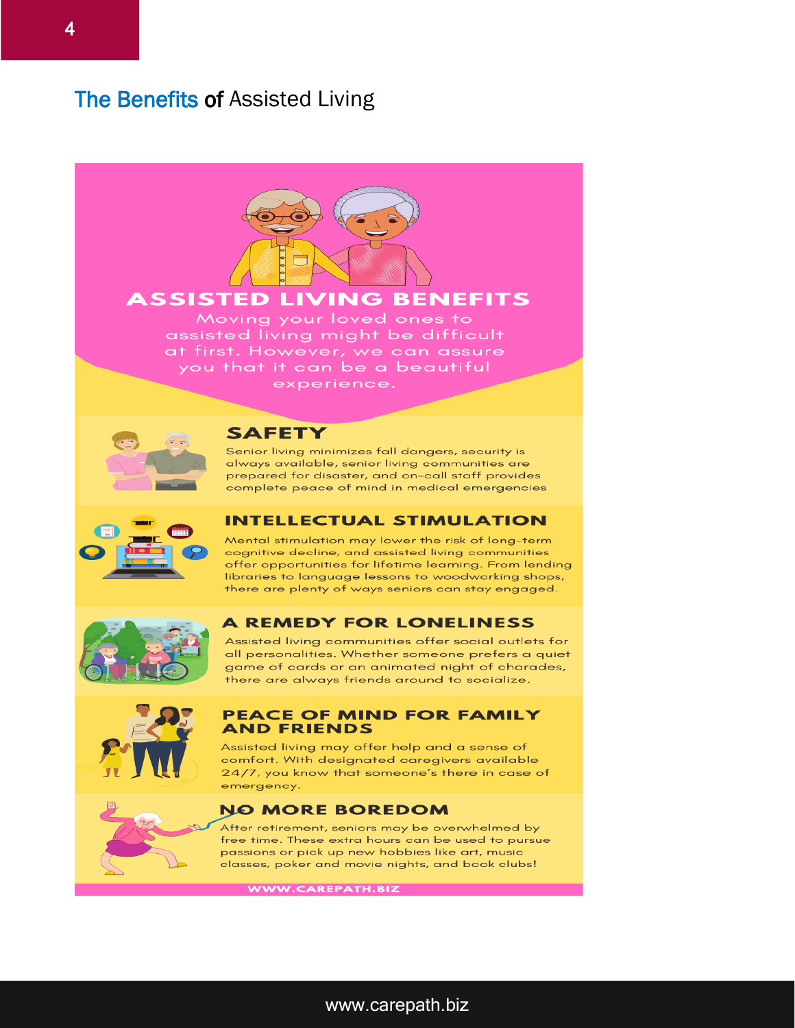# The Benefits of Assisted Living

## ASSISTED LIVING BENEFITS

Moving your loved ones to assisted living might be difficult at first. However, we can assure you that it can be a beautiful experience.

### SAFETY

Senior living minimizes fall dangers, security is always available, senior living communities are prepared for disaster, and on-call staff provides complete peace of mind in medical emergencies

### INTELLECTUAL STIMULATION

Mental stimulation may lower the risk of long-term cognitive decline, and assisted living communities offer opportunities for lifetime learning. From lending libraries to language lessons to woodworking shops, there are plenty of ways seniors can stay engaged.

### A REMEDY FOR LONELINESS

Assisted living communities offer social outlets for all personalities. Whether someone prefers a quiet game of cards or an animated night of charades, there are always friends around to socialize.

### PEACE OF MIND FOR FAMILY AND FRIENDS

Assisted living may offer help and a sense of comfort. With designated caregivers available 24/7, you know that someone's there in case of emergency.

### NO MORE BOREDOM

After retirement, seniors may be overwhelmed by free time. These extra hours can be used to pursue passions or pick up new hobbies like art, music classes, poker and movie nights, and book clubs!

WWW.CAREPATH.BIZ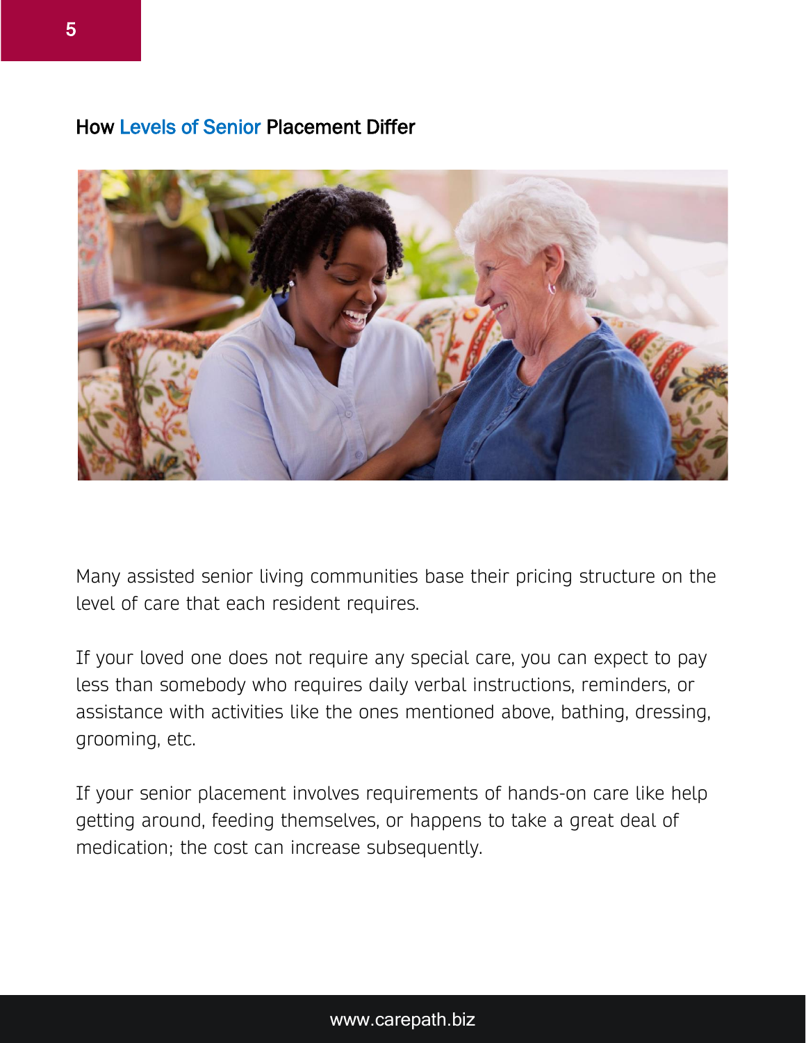## How Levels of Senior Placement Differ

Many assisted senior living communities base their pricing structure on the level of care that each resident requires.

If your loved one does not require any special care, you can expect to pay less than somebody who requires daily verbal instructions, reminders, or assistance with activities like the ones mentioned above, bathing, dressing, grooming, etc.

If your senior placement involves requirements of hands-on care like help getting around, feeding themselves, or happens to take a great deal of medication; the cost can increase subsequently.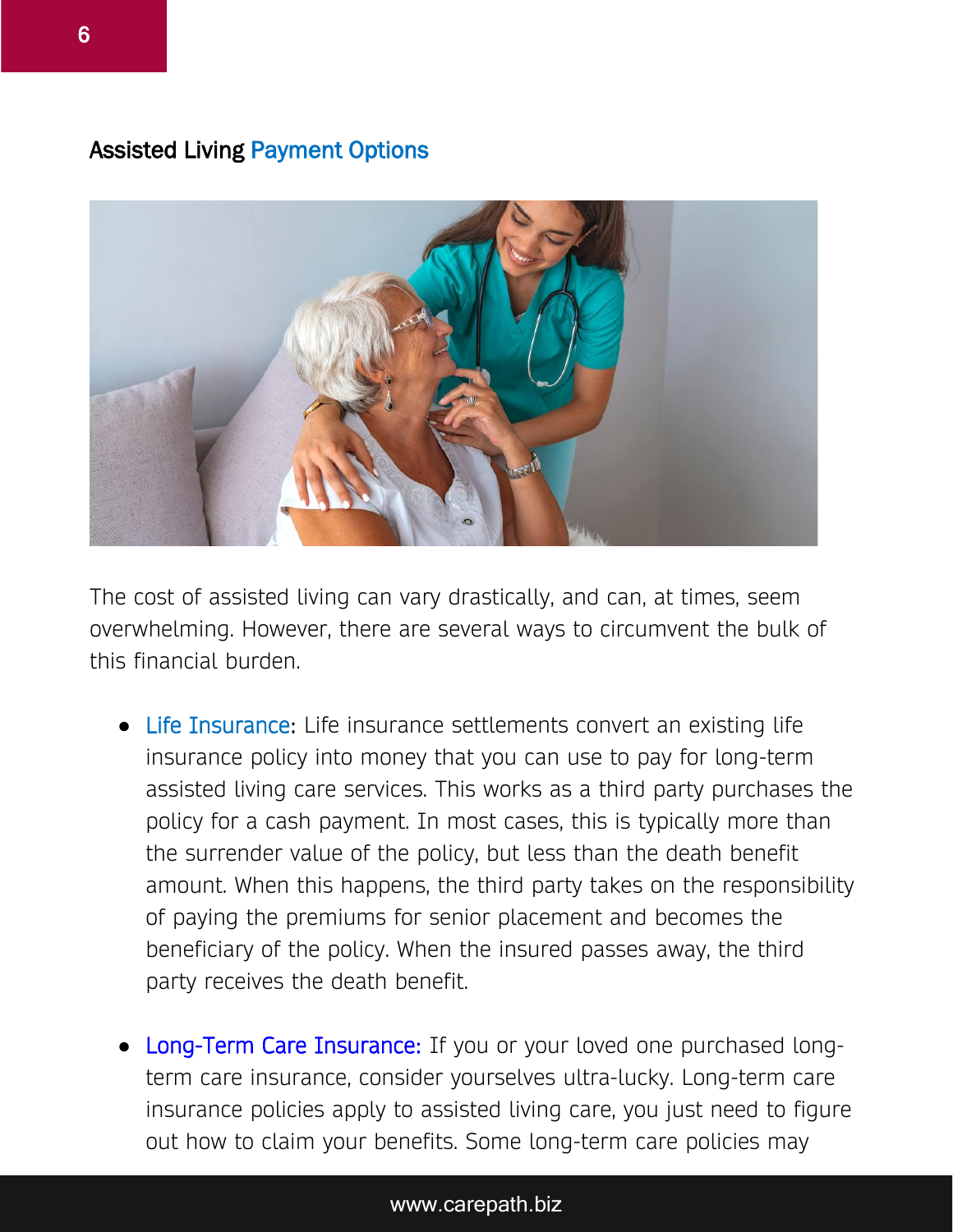## Assisted Living Payment Options

The cost of assisted living can vary drastically, and can, at times, seem overwhelming. However, there are several ways to circumvent the bulk of this financial burden.

- Life Insurance: Life insurance settlements convert an existing life insurance policy into money that you can use to pay for long-term assisted living care services. This works as a third party purchases the policy for a cash payment. In most cases, this is typically more than the surrender value of the policy, but less than the death benefit amount. When this happens, the third party takes on the responsibility of paying the premiums for senior placement and becomes the beneficiary of the policy. When the insured passes away, the third party receives the death benefit.

- Long-Term Care Insurance: If you or your loved one purchased long-term care insurance, consider yourselves ultra-lucky. Long-term care insurance policies apply to assisted living care, you just need to figure out how to claim your benefits. Some long-term care policies may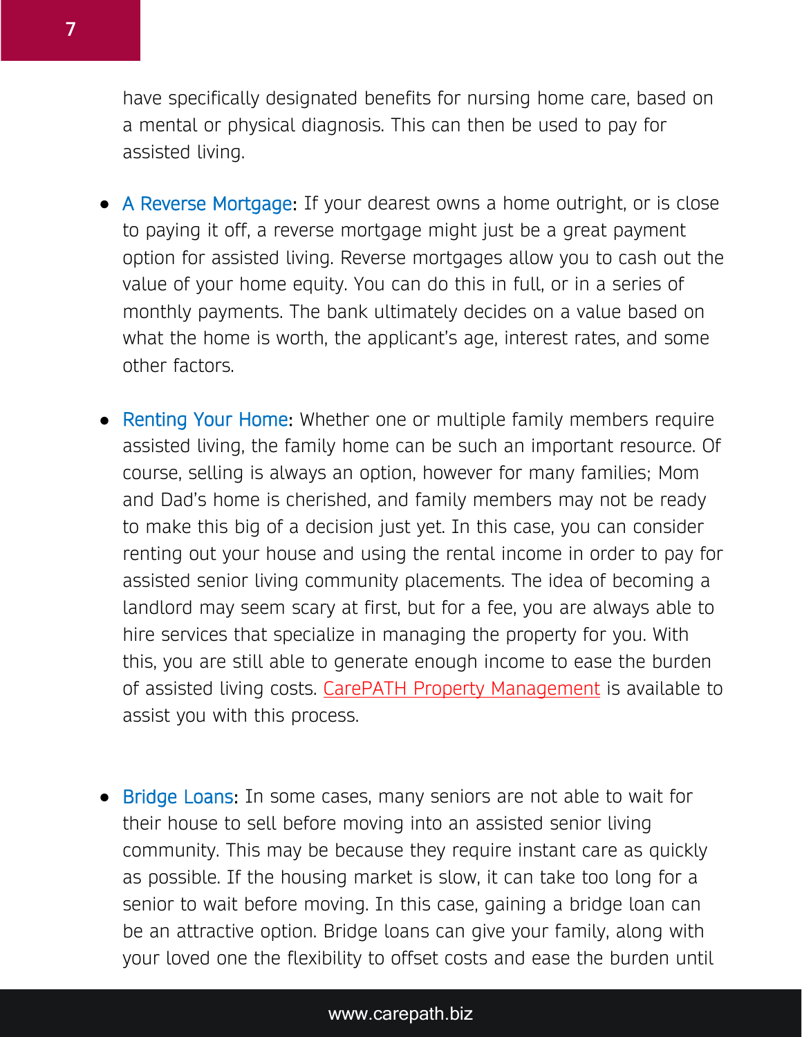have specifically designated benefits for nursing home care, based on a mental or physical diagnosis. This can then be used to pay for assisted living.

- **A Reverse Mortgage**: If your dearest owns a home outright, or is close to paying it off, a reverse mortgage might just be a great payment option for assisted living. Reverse mortgages allow you to cash out the value of your home equity. You can do this in full, or in a series of monthly payments. The bank ultimately decides on a value based on what the home is worth, the applicant's age, interest rates, and some other factors.

- **Renting Your Home**: Whether one or multiple family members require assisted living, the family home can be such an important resource. Of course, selling is always an option, however for many families; Mom and Dad's home is cherished, and family members may not be ready to make this big of a decision just yet. In this case, you can consider renting out your house and using the rental income in order to pay for assisted senior living community placements. The idea of becoming a landlord may seem scary at first, but for a fee, you are always able to hire services that specialize in managing the property for you. With this, you are still able to generate enough income to ease the burden of assisted living costs. CarePATH Property Management is available to assist you with this process.

- **Bridge Loans**: In some cases, many seniors are not able to wait for their house to sell before moving into an assisted senior living community. This may be because they require instant care as quickly as possible. If the housing market is slow, it can take too long for a senior to wait before moving. In this case, gaining a bridge loan can be an attractive option. Bridge loans can give your family, along with your loved one the flexibility to offset costs and ease the burden until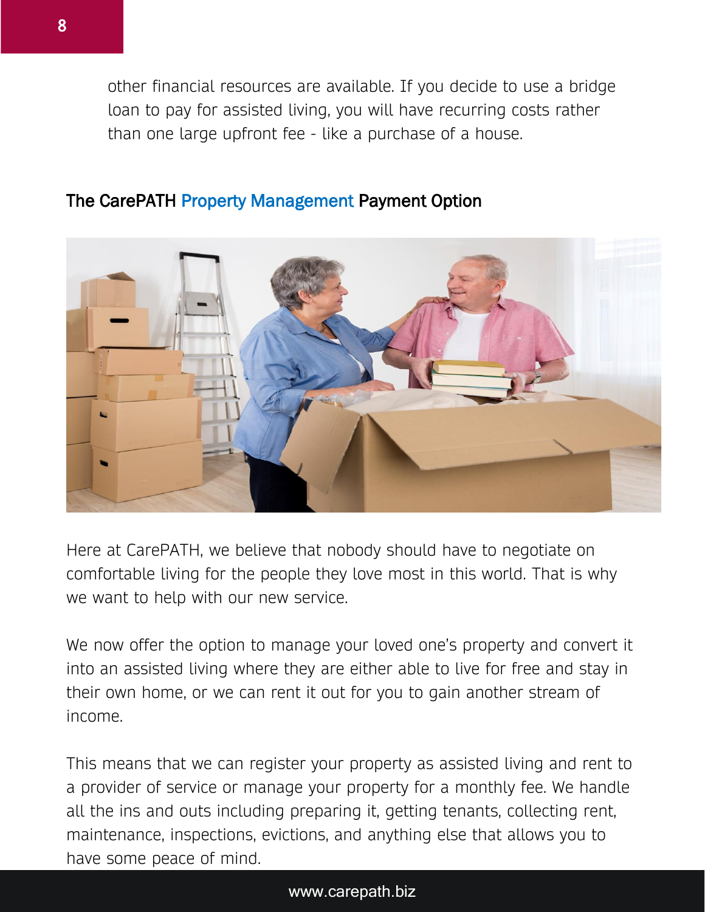other financial resources are available. If you decide to use a bridge loan to pay for assisted living, you will have recurring costs rather than one large upfront fee - like a purchase of a house.

## The CarePATH Property Management Payment Option

Here at CarePATH, we believe that nobody should have to negotiate on comfortable living for the people they love most in this world. That is why we want to help with our new service.

We now offer the option to manage your loved one's property and convert it into an assisted living where they are either able to live for free and stay in their own home, or we can rent it out for you to gain another stream of income.

This means that we can register your property as assisted living and rent to a provider of service or manage your property for a monthly fee. We handle all the ins and outs including preparing it, getting tenants, collecting rent, maintenance, inspections, evictions, and anything else that allows you to have some peace of mind.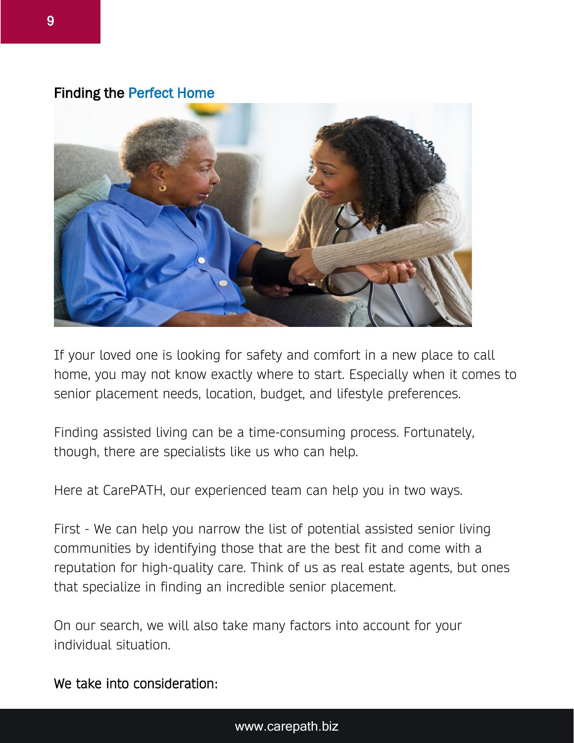## Finding the Perfect Home

If your loved one is looking for safety and comfort in a new place to call home, you may not know exactly where to start. Especially when it comes to senior placement needs, location, budget, and lifestyle preferences.

Finding assisted living can be a time-consuming process. Fortunately, though, there are specialists like us who can help.

Here at CarePATH, our experienced team can help you in two ways.

First - We can help you narrow the list of potential assisted senior living communities by identifying those that are the best fit and come with a reputation for high-quality care. Think of us as real estate agents, but ones that specialize in finding an incredible senior placement.

On our search, we will also take many factors into account for your individual situation.

We take into consideration: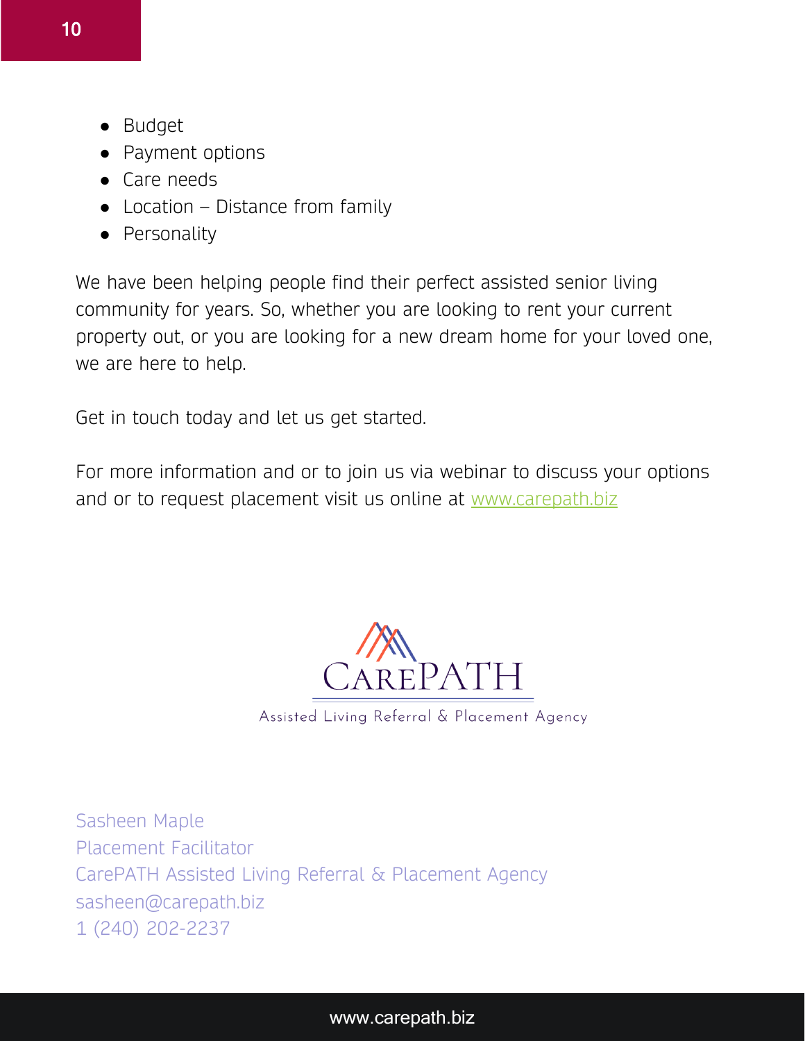- Budget
- Payment options
- Care needs
- Location – Distance from family
- Personality

We have been helping people find their perfect assisted senior living community for years. So, whether you are looking to rent your current property out, or you are looking for a new dream home for your loved one, we are here to help.

Get in touch today and let us get started.

For more information and or to join us via webinar to discuss your options and or to request placement visit us online at [www.carepath.biz](http://www.carepath.biz)

CarePATH

Assisted Living Referral & Placement Agency

Sasheen Maple
Placement Facilitator
CarePATH Assisted Living Referral & Placement Agency
sasheen@carepath.biz
1 (240) 202-2237